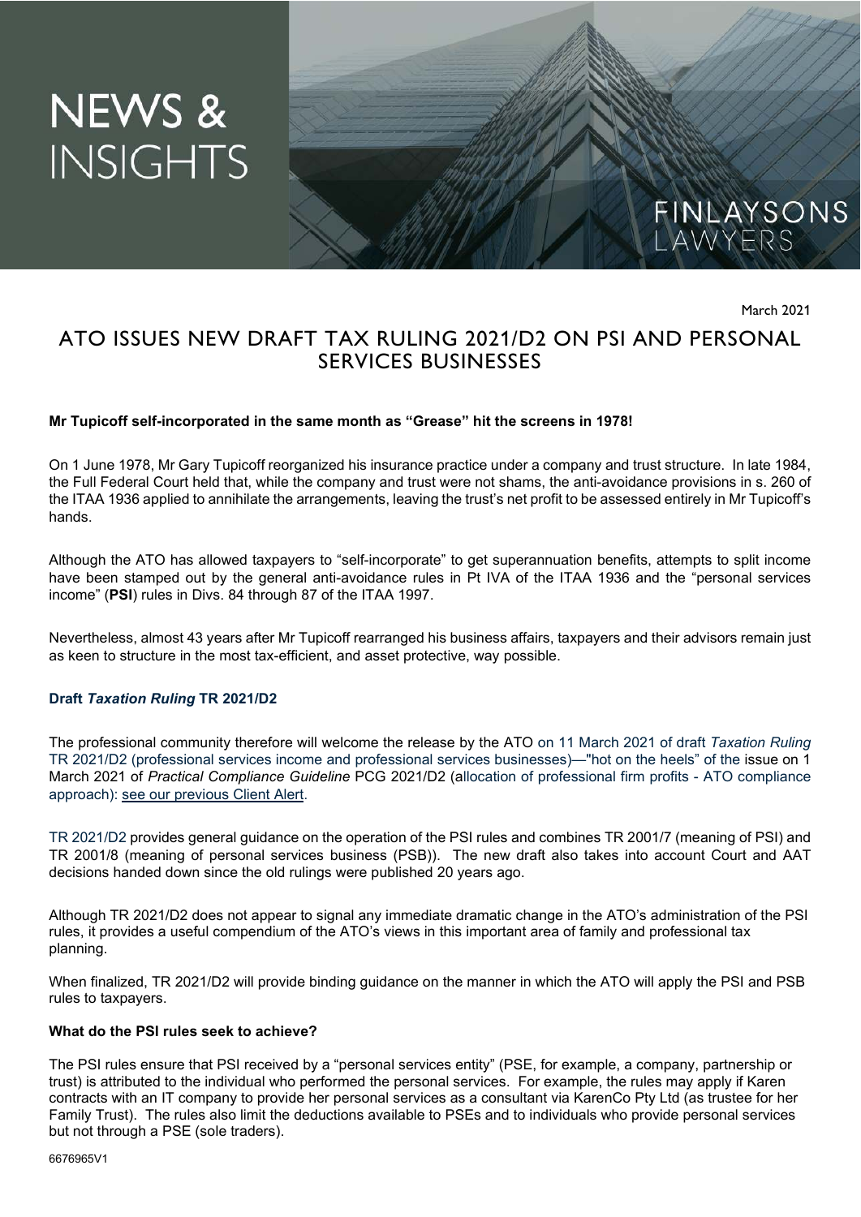# NEWS & INSIGHTS

FINLAYSONS LAWYERS

March 2021

## ATO ISSUES NEW DRAFT TAX RULING 2021/D2 ON PSI AND PERSONAL SERVICES BUSINESSES

**Mr Tupicoff self-incorporated in the same month as "Grease" hit the screens in 1978!**

On 1 June 1978, Mr Gary Tupicoff reorganized his insurance practice under a company and trust structure. In late 1984, the Full Federal Court held that, while the company and trust were not shams, the anti-avoidance provisions in s. 260 of the ITAA 1936 applied to annihilate the arrangements, leaving the trust's net profit to be assessed entirely in Mr Tupicoff's hands.

Although the ATO has allowed taxpayers to "self-incorporate" to get superannuation benefits, attempts to split income have been stamped out by the general anti-avoidance rules in Pt IVA of the ITAA 1936 and the "personal services income" (**PSI**) rules in Divs. 84 through 87 of the ITAA 1997.

Nevertheless, almost 43 years after Mr Tupicoff rearranged his business affairs, taxpayers and their advisors remain just as keen to structure in the most tax-efficient, and asset protective, way possible.

### Draft *Taxation Ruling* TR 2021/D2

The professional community therefore will welcome the release by the ATO on 11 March 2021 of draft *Taxation Ruling* TR 2021/D2 (professional services income and professional services businesses)—"hot on the heels" of the issue on 1 March 2021 of *Practical Compliance Guideline* PCG 2021/D2 (allocation of professional firm profits - ATO compliance approach): see our previous Client Alert.

TR 2021/D2 provides general guidance on the operation of the PSI rules and combines TR 2001/7 (meaning of PSI) and TR 2001/8 (meaning of personal services business (PSB)). The new draft also takes into account Court and AAT decisions handed down since the old rulings were published 20 years ago.

Although TR 2021/D2 does not appear to signal any immediate dramatic change in the ATO's administration of the PSI rules, it provides a useful compendium of the ATO's views in this important area of family and professional tax planning.

When finalized, TR 2021/D2 will provide binding guidance on the manner in which the ATO will apply the PSI and PSB rules to taxpayers.

#### What do the PSI rules seek to achieve?

The PSI rules ensure that PSI received by a "personal services entity" (PSE, for example, a company, partnership or trust) is attributed to the individual who performed the personal services. For example, the rules may apply if Karen contracts with an IT company to provide her personal services as a consultant via KarenCo Pty Ltd (as trustee for her Family Trust). The rules also limit the deductions available to PSEs and to individuals who provide personal services but not through a PSE (sole traders).

6676965V1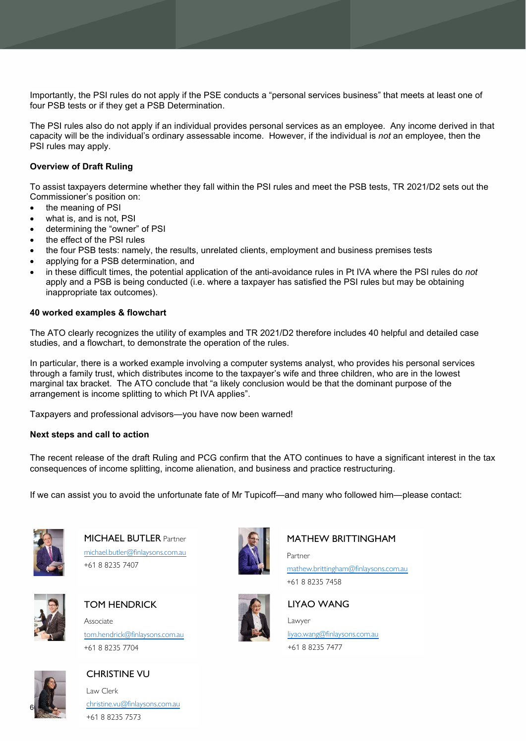Importantly, the PSI rules do not apply if the PSE conducts a “personal services business” that meets at least one of four PSB tests or if they get a PSB Determination.

The PSI rules also do not apply if an individual provides personal services as an employee. Any income derived in that capacity will be the individual’s ordinary assessable income. However, if the individual is *not* an employee, then the PSI rules may apply.

**Overview of Draft Ruling**

To assist taxpayers determine whether they fall within the PSI rules and meet the PSB tests, TR 2021/D2 sets out the Commissioner’s position on:

- the meaning of PSI
- what is, and is not, PSI
- determining the “owner” of PSI
- the effect of the PSI rules
- the four PSB tests: namely, the results, unrelated clients, employment and business premises tests
- applying for a PSB determination, and
- in these difficult times, the potential application of the anti-avoidance rules in Pt IVA where the PSI rules do *not* apply and a PSB is being conducted (i.e. where a taxpayer has satisfied the PSI rules but may be obtaining inappropriate tax outcomes).

**40 worked examples & flowchart**

The ATO clearly recognizes the utility of examples and TR 2021/D2 therefore includes 40 helpful and detailed case studies, and a flowchart, to demonstrate the operation of the rules.

In particular, there is a worked example involving a computer systems analyst, who provides his personal services through a family trust, which distributes income to the taxpayer’s wife and three children, who are in the lowest marginal tax bracket. The ATO conclude that “a likely conclusion would be that the dominant purpose of the arrangement is income splitting to which Pt IVA applies”.

Taxpayers and professional advisors—you have now been warned!

**Next steps and call to action**

The recent release of the draft Ruling and PCG confirm that the ATO continues to have a significant interest in the tax consequences of income splitting, income alienation, and business and practice restructuring.

If we can assist you to avoid the unfortunate fate of Mr Tupicoff—and many who followed him—please contact:

MICHAEL BUTLER Partner
michael.butler@finlaysons.com.au
+61 8 8235 7407

MATHEW BRITTINGHAM
Partner
mathew.brittingham@finlaysons.com.au
+61 8 8235 7458

TOM HENDRICK
Associate
tom.hendrick@finlaysons.com.au
+61 8 8235 7704

LIYAO WANG
Lawyer
liyao.wang@finlaysons.com.au
+61 8 8235 7477

CHRISTINE VU
Law Clerk
christine.vu@finlaysons.com.au
+61 8 8235 7573